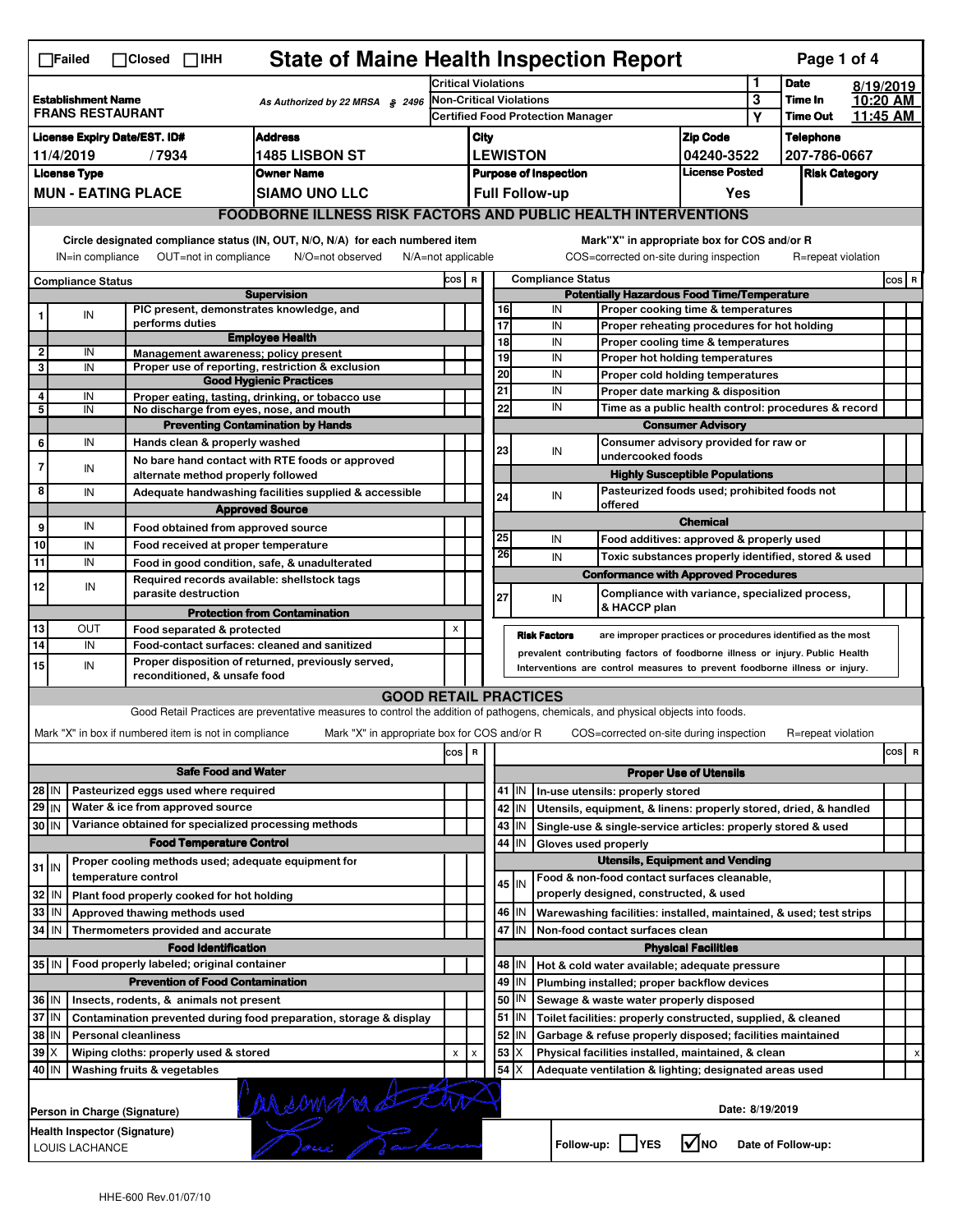# State of Maine Health Inspection Report

☐Failed ☐Closed ☐IHH

| | | | | |
|---|---|---|---|---|
| **Establishment Name** FRANS RESTAURANT | As Authorized by 22 MRSA § 2496 | Critical Violations | 1 | **Date** 8/19/2019 |
| | | Non-Critical Violations | 3 | **Time In** 10:20 AM |
| | | Certified Food Protection Manager | Y | **Time Out** 11:45 AM |

| License Expiry Date/EST. ID# | Address | City | Zip Code | Telephone |
|---|---|---|---|---|
| 11/4/2019 / 7934 | 1485 LISBON ST | LEWISTON | 04240-3522 | 207-786-0667 |
| **License Type** | **Owner Name** | **Purpose of Inspection** | **License Posted** | **Risk Category** |
| MUN - EATING PLACE | SIAMO UNO LLC | Full Follow-up | Yes | |

## FOODBORNE ILLNESS RISK FACTORS AND PUBLIC HEALTH INTERVENTIONS

Circle designated compliance status (IN, OUT, N/O, N/A) for each numbered item — IN=in compliance OUT=not in compliance N/O=not observed N/A=not applicable

Mark"X" in appropriate box for COS and/or R — COS=corrected on-site during inspection R=repeat violation

| # | Compliance Status | Item | COS | R |
|---|---|---|---|---|
| | | **Supervision** | | |
| 1 | IN | PIC present, demonstrates knowledge, and performs duties | | |
| | | **Employee Health** | | |
| 2 | IN | Management awareness; policy present | | |
| 3 | IN | Proper use of reporting, restriction & exclusion | | |
| | | **Good Hygienic Practices** | | |
| 4 | IN | Proper eating, tasting, drinking, or tobacco use | | |
| 5 | IN | No discharge from eyes, nose, and mouth | | |
| | | **Preventing Contamination by Hands** | | |
| 6 | IN | Hands clean & properly washed | | |
| 7 | IN | No bare hand contact with RTE foods or approved alternate method properly followed | | |
| 8 | IN | Adequate handwashing facilities supplied & accessible | | |
| | | **Approved Source** | | |
| 9 | IN | Food obtained from approved source | | |
| 10 | IN | Food received at proper temperature | | |
| 11 | IN | Food in good condition, safe, & unadulterated | | |
| 12 | IN | Required records available: shellstock tags parasite destruction | | |
| | | **Protection from Contamination** | | |
| 13 | OUT | Food separated & protected | X | |
| 14 | IN | Food-contact surfaces: cleaned and sanitized | | |
| 15 | IN | Proper disposition of returned, previously served, reconditioned, & unsafe food | | |
| | | **Potentially Hazardous Food Time/Temperature** | | |
| 16 | IN | Proper cooking time & temperatures | | |
| 17 | IN | Proper reheating procedures for hot holding | | |
| 18 | IN | Proper cooling time & temperatures | | |
| 19 | IN | Proper hot holding temperatures | | |
| 20 | IN | Proper cold holding temperatures | | |
| 21 | IN | Proper date marking & disposition | | |
| 22 | IN | Time as a public health control: procedures & record | | |
| | | **Consumer Advisory** | | |
| 23 | IN | Consumer advisory provided for raw or undercooked foods | | |
| | | **Highly Susceptible Populations** | | |
| 24 | IN | Pasteurized foods used; prohibited foods not offered | | |
| | | **Chemical** | | |
| 25 | IN | Food additives: approved & properly used | | |
| 26 | IN | Toxic substances properly identified, stored & used | | |
| | | **Conformance with Approved Procedures** | | |
| 27 | IN | Compliance with variance, specialized process, & HACCP plan | | |

**Risk Factors** are improper practices or procedures identified as the most prevalent contributing factors of foodborne illness or injury. Public Health Interventions are control measures to prevent foodborne illness or injury.

## GOOD RETAIL PRACTICES

Good Retail Practices are preventative measures to control the addition of pathogens, chemicals, and physical objects into foods.

Mark "X" in box if numbered item is not in compliance — Mark "X" in appropriate box for COS and/or R — COS=corrected on-site during inspection R=repeat violation

| # | Status | Item | COS | R |
|---|---|---|---|---|
| | | **Safe Food and Water** | | |
| 28 | IN | Pasteurized eggs used where required | | |
| 29 | IN | Water & ice from approved source | | |
| 30 | IN | Variance obtained for specialized processing methods | | |
| | | **Food Temperature Control** | | |
| 31 | IN | Proper cooling methods used; adequate equipment for temperature control | | |
| 32 | IN | Plant food properly cooked for hot holding | | |
| 33 | IN | Approved thawing methods used | | |
| 34 | IN | Thermometers provided and accurate | | |
| | | **Food Identification** | | |
| 35 | IN | Food properly labeled; original container | | |
| | | **Prevention of Food Contamination** | | |
| 36 | IN | Insects, rodents, & animals not present | | |
| 37 | IN | Contamination prevented during food preparation, storage & display | | |
| 38 | IN | Personal cleanliness | | |
| 39 | X | Wiping cloths: properly used & stored | X | X |
| 40 | IN | Washing fruits & vegetables | | |
| | | **Proper Use of Utensils** | | |
| 41 | IN | In-use utensils: properly stored | | |
| 42 | IN | Utensils, equipment, & linens: properly stored, dried, & handled | | |
| 43 | IN | Single-use & single-service articles: properly stored & used | | |
| 44 | IN | Gloves used properly | | |
| | | **Utensils, Equipment and Vending** | | |
| 45 | IN | Food & non-food contact surfaces cleanable, properly designed, constructed, & used | | |
| 46 | IN | Warewashing facilities: installed, maintained, & used; test strips | | |
| 47 | IN | Non-food contact surfaces clean | | |
| | | **Physical Facilities** | | |
| 48 | IN | Hot & cold water available; adequate pressure | | |
| 49 | IN | Plumbing installed; proper backflow devices | | |
| 50 | IN | Sewage & waste water properly disposed | | |
| 51 | IN | Toilet facilities: properly constructed, supplied, & cleaned | | |
| 52 | IN | Garbage & refuse properly disposed; facilities maintained | | |
| 53 | X | Physical facilities installed, maintained, & clean | | X |
| 54 | X | Adequate ventilation & lighting; designated areas used | | |

**Person in Charge (Signature)** [signature] — Date: 8/19/2019

**Health Inspector (Signature)** LOUIS LACHANCE [signature]

Follow-up: ☐ YES ☑ NO — Date of Follow-up:

HHE-600 Rev.01/07/10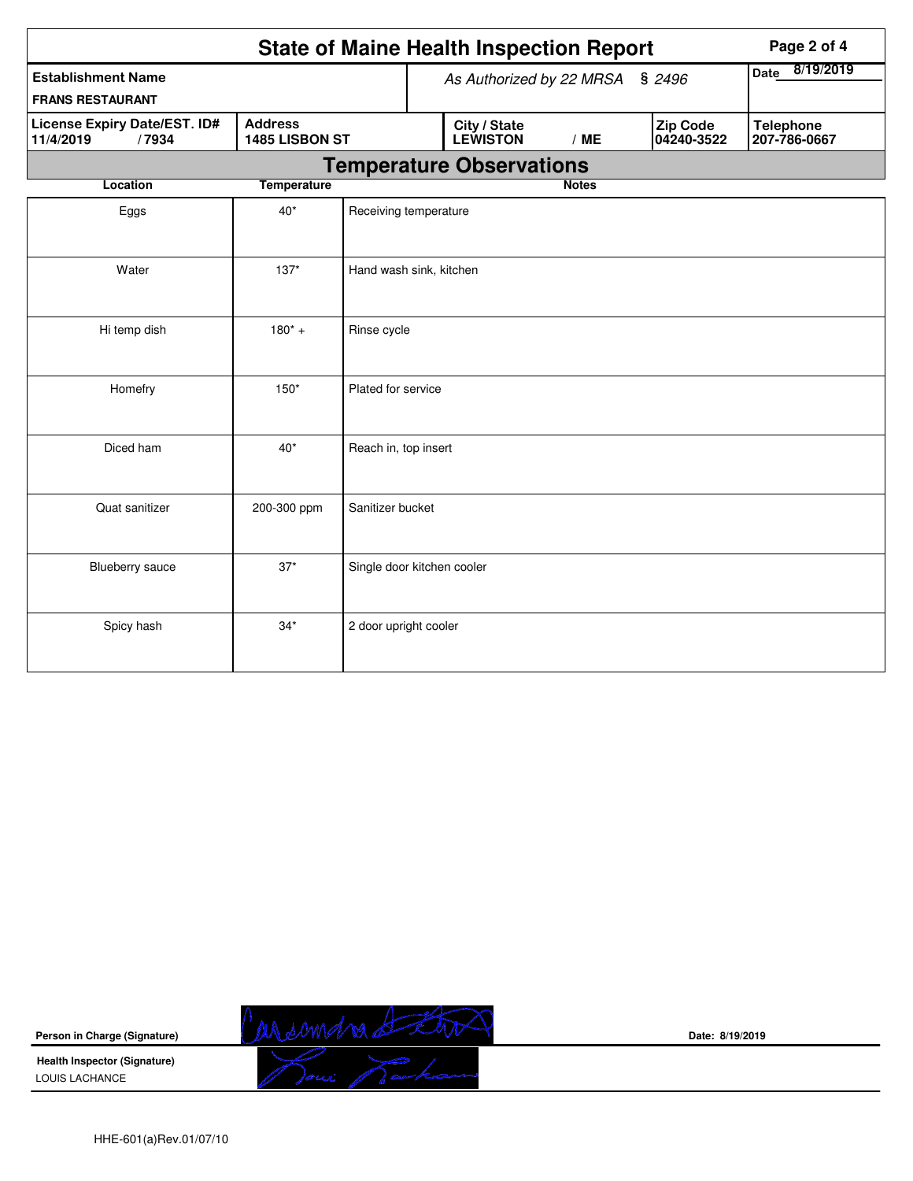# State of Maine Health Inspection Report

| Establishment Name | As Authorized by 22 MRSA § 2496 | | | Date 8/19/2019 |
|---|---|---|---|---|
| FRANS RESTAURANT | | | | |
| **License Expiry Date/EST. ID#** 11/4/2019 / 7934 | **Address** 1485 LISBON ST | **City / State** LEWISTON / ME | **Zip Code** 04240-3522 | **Telephone** 207-786-0667 |

## Temperature Observations

| Location | Temperature | Notes |
|---|---|---|
| Eggs | 40* | Receiving temperature |
| Water | 137* | Hand wash sink, kitchen |
| Hi temp dish | 180* + | Rinse cycle |
| Homefry | 150* | Plated for service |
| Diced ham | 40* | Reach in, top insert |
| Quat sanitizer | 200-300 ppm | Sanitizer bucket |
| Blueberry sauce | 37* | Single door kitchen cooler |
| Spicy hash | 34* | 2 door upright cooler |

**Person in Charge (Signature)** Date: 8/19/2019

**Health Inspector (Signature)**
LOUIS LACHANCE

HHE-601(a)Rev.01/07/10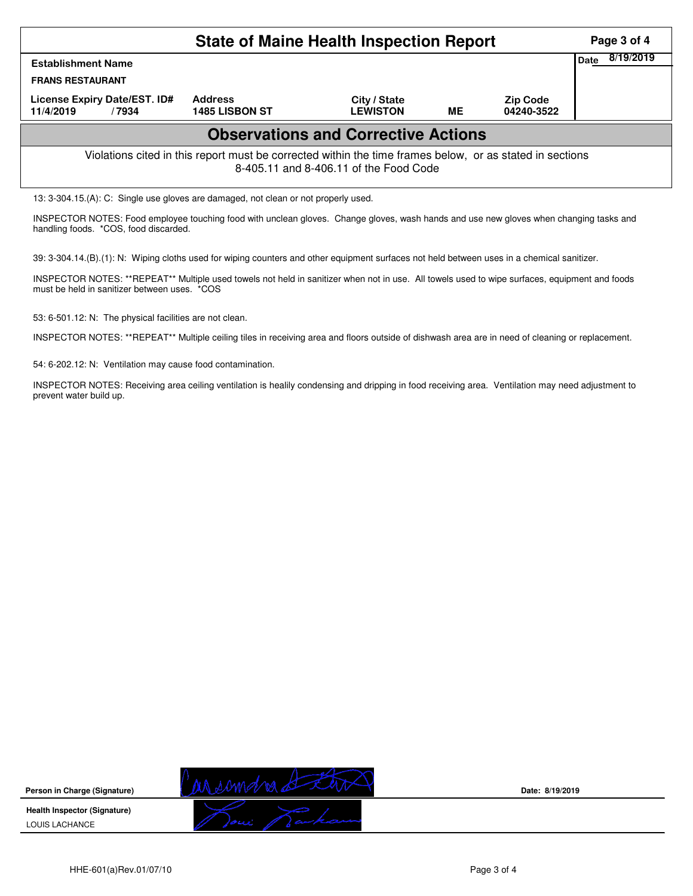# State of Maine Health Inspection Report

| Establishment Name | | | | | Date 8/19/2019 |
|---|---|---|---|---|---|
| FRANS RESTAURANT | | | | | |
| License Expiry Date/EST. ID# | | Address | City / State | | Zip Code |
| 11/4/2019 | /7934 | 1485 LISBON ST | LEWISTON | ME | 04240-3522 |

## Observations and Corrective Actions

Violations cited in this report must be corrected within the time frames below, or as stated in sections 8-405.11 and 8-406.11 of the Food Code

13: 3-304.15.(A): C: Single use gloves are damaged, not clean or not properly used.

INSPECTOR NOTES: Food employee touching food with unclean gloves. Change gloves, wash hands and use new gloves when changing tasks and handling foods. *COS, food discarded.

39: 3-304.14.(B).(1): N: Wiping cloths used for wiping counters and other equipment surfaces not held between uses in a chemical sanitizer.

INSPECTOR NOTES: **REPEAT** Multiple used towels not held in sanitizer when not in use. All towels used to wipe surfaces, equipment and foods must be held in sanitizer between uses. *COS

53: 6-501.12: N: The physical facilities are not clean.

INSPECTOR NOTES: **REPEAT** Multiple ceiling tiles in receiving area and floors outside of dishwash area are in need of cleaning or replacement.

54: 6-202.12: N: Ventilation may cause food contamination.

INSPECTOR NOTES: Receiving area ceiling ventilation is healily condensing and dripping in food receiving area. Ventilation may need adjustment to prevent water build up.

**Person in Charge (Signature)** Date: 8/19/2019

**Health Inspector (Signature)**
LOUIS LACHANCE

HHE-601(a)Rev.01/07/10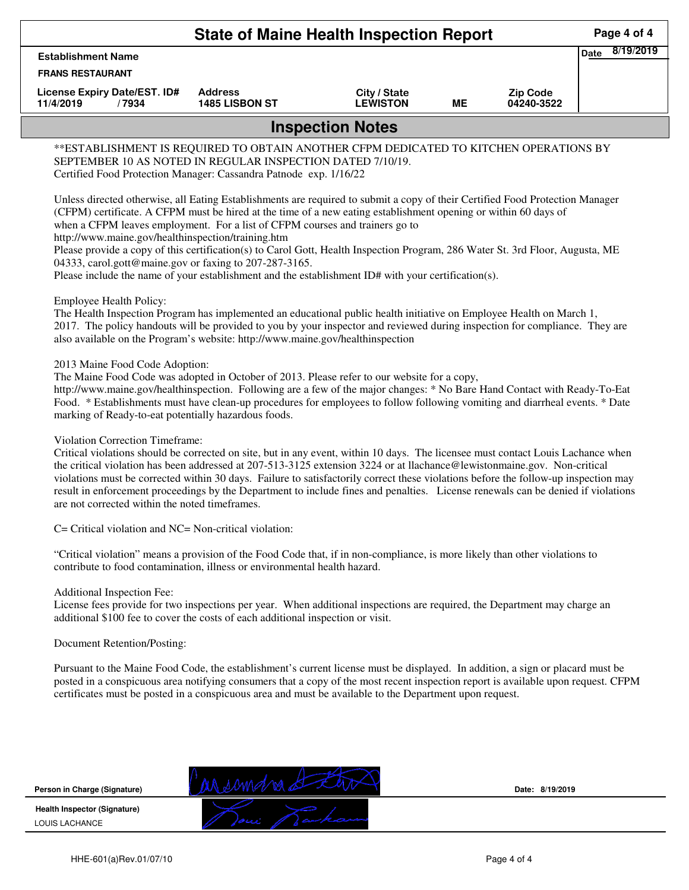# State of Maine Health Inspection Report

| Establishment Name | | | | | Date 8/19/2019 |
|---|---|---|---|---|---|
| FRANS RESTAURANT | | | | | |
| License Expiry Date/EST. ID# | Address | City / State | | Zip Code | |
| 11/4/2019 / 7934 | 1485 LISBON ST | LEWISTON | ME | 04240-3522 | |

## Inspection Notes

**ESTABLISHMENT IS REQUIRED TO OBTAIN ANOTHER CFPM DEDICATED TO KITCHEN OPERATIONS BY SEPTEMBER 10 AS NOTED IN REGULAR INSPECTION DATED 7/10/19.
Certified Food Protection Manager: Cassandra Patnode exp. 1/16/22

Unless directed otherwise, all Eating Establishments are required to submit a copy of their Certified Food Protection Manager (CFPM) certificate. A CFPM must be hired at the time of a new eating establishment opening or within 60 days of when a CFPM leaves employment. For a list of CFPM courses and trainers go to http://www.maine.gov/healthinspection/training.htm
Please provide a copy of this certification(s) to Carol Gott, Health Inspection Program, 286 Water St. 3rd Floor, Augusta, ME 04333, carol.gott@maine.gov or faxing to 207-287-3165.
Please include the name of your establishment and the establishment ID# with your certification(s).

Employee Health Policy:
The Health Inspection Program has implemented an educational public health initiative on Employee Health on March 1, 2017. The policy handouts will be provided to you by your inspector and reviewed during inspection for compliance. They are also available on the Program's website: http://www.maine.gov/healthinspection

2013 Maine Food Code Adoption:
The Maine Food Code was adopted in October of 2013. Please refer to our website for a copy, http://www.maine.gov/healthinspection. Following are a few of the major changes: * No Bare Hand Contact with Ready-To-Eat Food. * Establishments must have clean-up procedures for employees to follow following vomiting and diarrheal events. * Date marking of Ready-to-eat potentially hazardous foods.

Violation Correction Timeframe:
Critical violations should be corrected on site, but in any event, within 10 days. The licensee must contact Louis Lachance when the critical violation has been addressed at 207-513-3125 extension 3224 or at llachance@lewistonmaine.gov. Non-critical violations must be corrected within 30 days. Failure to satisfactorily correct these violations before the follow-up inspection may result in enforcement proceedings by the Department to include fines and penalties. License renewals can be denied if violations are not corrected within the noted timeframes.

C= Critical violation and NC= Non-critical violation:

"Critical violation" means a provision of the Food Code that, if in non-compliance, is more likely than other violations to contribute to food contamination, illness or environmental health hazard.

Additional Inspection Fee:
License fees provide for two inspections per year. When additional inspections are required, the Department may charge an additional $100 fee to cover the costs of each additional inspection or visit.

Document Retention/Posting:

Pursuant to the Maine Food Code, the establishment's current license must be displayed. In addition, a sign or placard must be posted in a conspicuous area notifying consumers that a copy of the most recent inspection report is available upon request. CFPM certificates must be posted in a conspicuous area and must be available to the Department upon request.

**Person in Charge (Signature)** Date: 8/19/2019

**Health Inspector (Signature)**
LOUIS LACHANCE

HHE-601(a)Rev.01/07/10